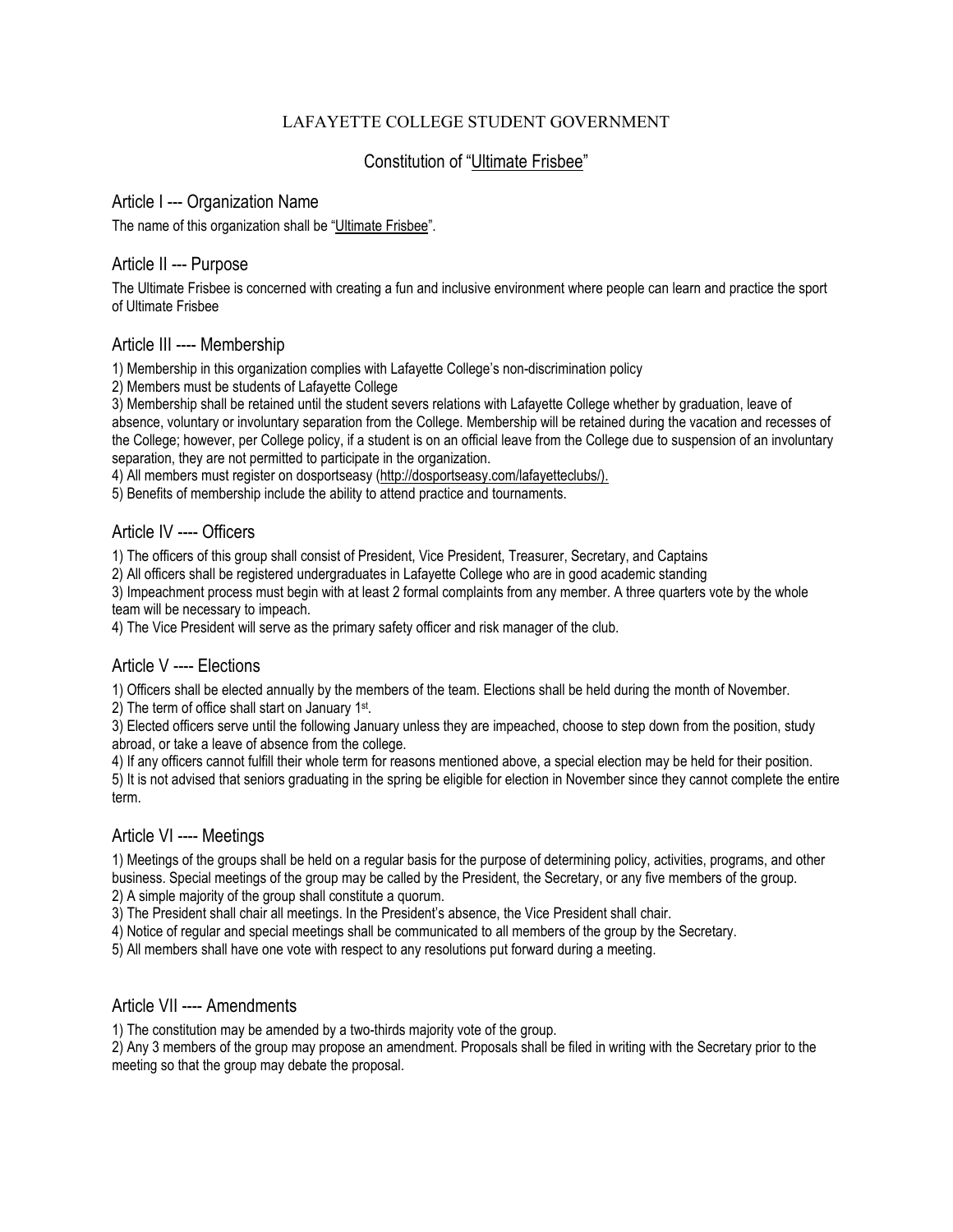LAFAYETTE COLLEGE STUDENT GOVERNMENT

# Constitution of "Ultimate Frisbee"

## Article I --- Organization Name

The name of this organization shall be "Ultimate Frisbee".

## Article II --- Purpose

The Ultimate Frisbee is concerned with creating a fun and inclusive environment where people can learn and practice the sport of Ultimate Frisbee

## Article III ---- Membership

1) Membership in this organization complies with Lafayette College's non-discrimination policy
2) Members must be students of Lafayette College
3) Membership shall be retained until the student severs relations with Lafayette College whether by graduation, leave of absence, voluntary or involuntary separation from the College. Membership will be retained during the vacation and recesses of the College; however, per College policy, if a student is on an official leave from the College due to suspension of an involuntary separation, they are not permitted to participate in the organization.
4) All members must register on dosportseasy (http://dosportseasy.com/lafayetteclubs/).
5) Benefits of membership include the ability to attend practice and tournaments.

## Article IV ---- Officers

1) The officers of this group shall consist of President, Vice President, Treasurer, Secretary, and Captains
2) All officers shall be registered undergraduates in Lafayette College who are in good academic standing
3) Impeachment process must begin with at least 2 formal complaints from any member. A three quarters vote by the whole team will be necessary to impeach.
4) The Vice President will serve as the primary safety officer and risk manager of the club.

## Article V ---- Elections

1) Officers shall be elected annually by the members of the team. Elections shall be held during the month of November.
2) The term of office shall start on January 1st.
3) Elected officers serve until the following January unless they are impeached, choose to step down from the position, study abroad, or take a leave of absence from the college.
4) If any officers cannot fulfill their whole term for reasons mentioned above, a special election may be held for their position.
5) It is not advised that seniors graduating in the spring be eligible for election in November since they cannot complete the entire term.

## Article VI ---- Meetings

1) Meetings of the groups shall be held on a regular basis for the purpose of determining policy, activities, programs, and other business. Special meetings of the group may be called by the President, the Secretary, or any five members of the group.
2) A simple majority of the group shall constitute a quorum.
3) The President shall chair all meetings. In the President's absence, the Vice President shall chair.
4) Notice of regular and special meetings shall be communicated to all members of the group by the Secretary.
5) All members shall have one vote with respect to any resolutions put forward during a meeting.

## Article VII ---- Amendments

1) The constitution may be amended by a two-thirds majority vote of the group.
2) Any 3 members of the group may propose an amendment. Proposals shall be filed in writing with the Secretary prior to the meeting so that the group may debate the proposal.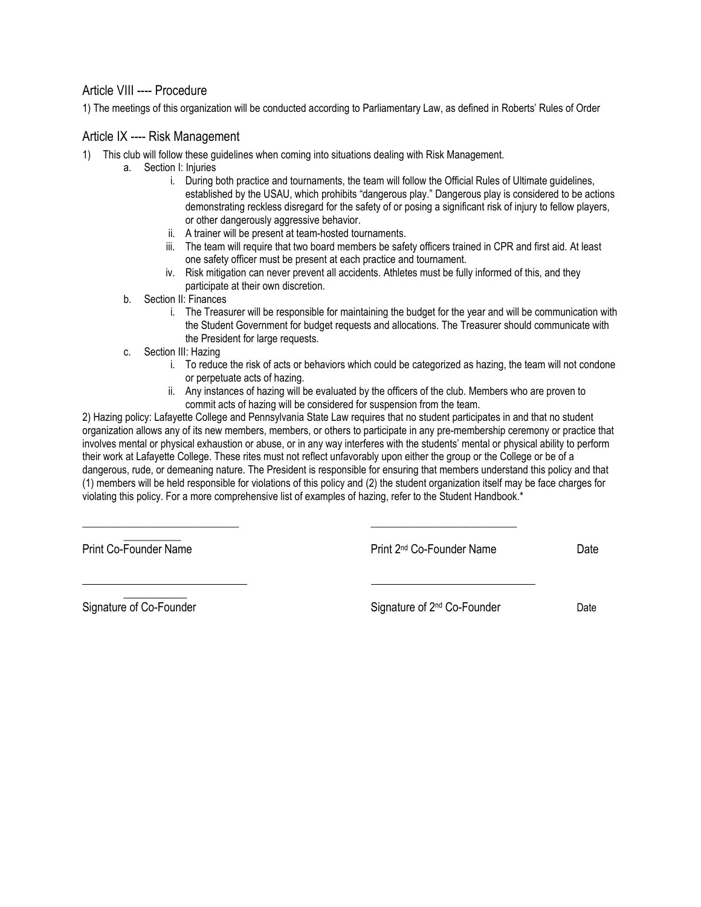## Article VIII ---- Procedure

1) The meetings of this organization will be conducted according to Parliamentary Law, as defined in Roberts' Rules of Order

## Article IX ---- Risk Management

1) This club will follow these guidelines when coming into situations dealing with Risk Management.
   a. Section I: Injuries
      i. During both practice and tournaments, the team will follow the Official Rules of Ultimate guidelines, established by the USAU, which prohibits "dangerous play." Dangerous play is considered to be actions demonstrating reckless disregard for the safety of or posing a significant risk of injury to fellow players, or other dangerously aggressive behavior.
      ii. A trainer will be present at team-hosted tournaments.
      iii. The team will require that two board members be safety officers trained in CPR and first aid. At least one safety officer must be present at each practice and tournament.
      iv. Risk mitigation can never prevent all accidents. Athletes must be fully informed of this, and they participate at their own discretion.
   b. Section II: Finances
      i. The Treasurer will be responsible for maintaining the budget for the year and will be communication with the Student Government for budget requests and allocations. The Treasurer should communicate with the President for large requests.
   c. Section III: Hazing
      i. To reduce the risk of acts or behaviors which could be categorized as hazing, the team will not condone or perpetuate acts of hazing.
      ii. Any instances of hazing will be evaluated by the officers of the club. Members who are proven to commit acts of hazing will be considered for suspension from the team.

2) Hazing policy: Lafayette College and Pennsylvania State Law requires that no student participates in and that no student organization allows any of its new members, members, or others to participate in any pre-membership ceremony or practice that involves mental or physical exhaustion or abuse, or in any way interferes with the students' mental or physical ability to perform their work at Lafayette College. These rites must not reflect unfavorably upon either the group or the College or be of a dangerous, rude, or demeaning nature. The President is responsible for ensuring that members understand this policy and that (1) members will be held responsible for violations of this policy and (2) the student organization itself may be face charges for violating this policy. For a more comprehensive list of examples of hazing, refer to the Student Handbook.*

\_\_\_\_\_\_\_\_\_\_\_\_\_\_\_\_\_\_\_\_\_\_\_\_\_\_\_\_ \_\_\_\_\_\_\_\_\_\_\_\_\_\_\_\_\_\_\_\_\_\_\_\_\_\_

Print Co-Founder Name | Print 2nd Co-Founder Name | Date

\_\_\_\_\_\_\_\_\_\_\_\_\_\_\_\_\_\_\_\_\_\_\_\_\_\_\_\_ \_\_\_\_\_\_\_\_\_\_\_\_\_\_\_\_\_\_\_\_\_\_\_\_\_\_\_\_

Signature of Co-Founder | Signature of 2nd Co-Founder | Date